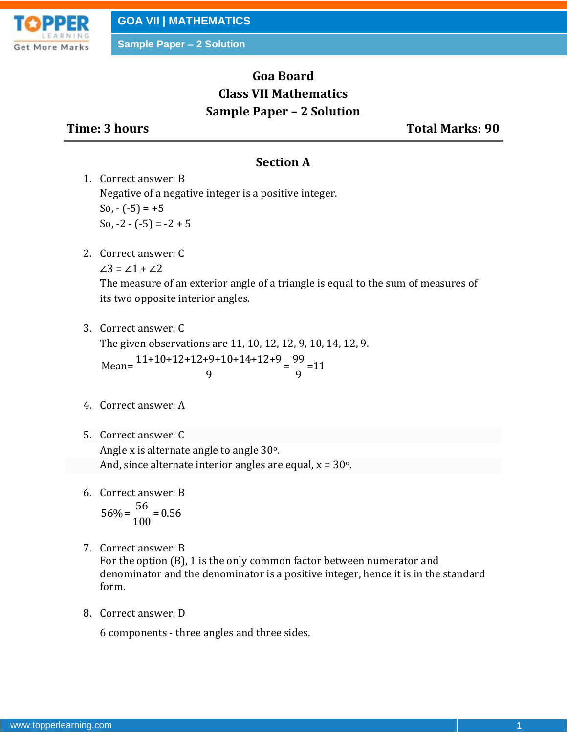# Goa Board
## Class VII Mathematics
## Sample Paper – 2 Solution

**Time: 3 hours** **Total Marks: 90**

### Section A

1. Correct answer: B
   Negative of a negative integer is a positive integer.
   So, - (-5) = +5
   So, -2 - (-5) = -2 + 5

2. Correct answer: C
   $\angle 3 = \angle 1 + \angle 2$
   The measure of an exterior angle of a triangle is equal to the sum of measures of its two opposite interior angles.

3. Correct answer: C
   The given observations are 11, 10, 12, 12, 9, 10, 14, 12, 9.
   $$\text{Mean} = \frac{11+10+12+12+9+10+14+12+9}{9} = \frac{99}{9} = 11$$

4. Correct answer: A

5. Correct answer: C
   Angle x is alternate angle to angle $30^{o}$.
   And, since alternate interior angles are equal, $x = 30^{o}$.

6. Correct answer: B
   $$56\% = \frac{56}{100} = 0.56$$

7. Correct answer: B
   For the option (B), 1 is the only common factor between numerator and denominator and the denominator is a positive integer, hence it is in the standard form.

8. Correct answer: D

   6 components - three angles and three sides.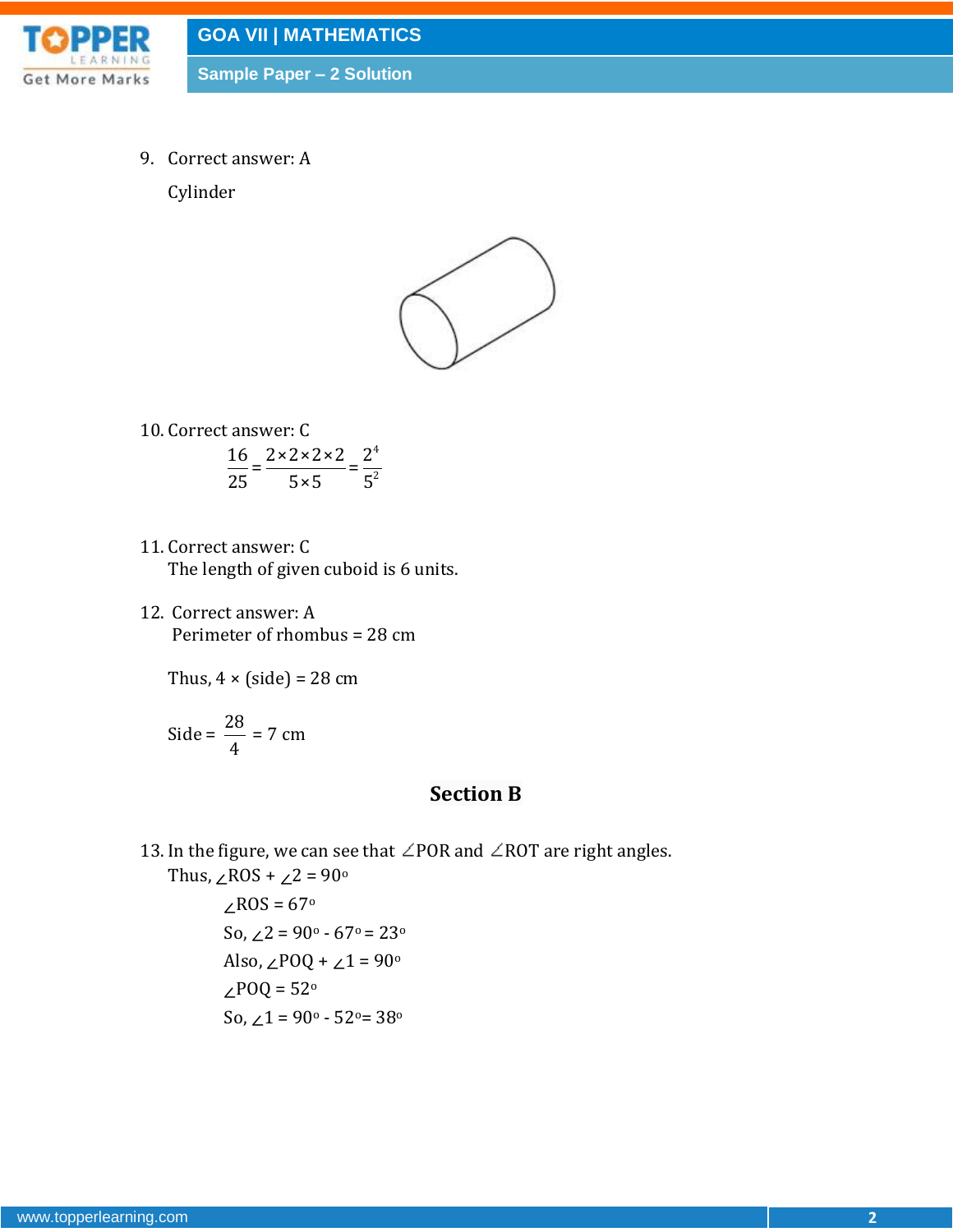9. Correct answer: A

   Cylinder

10. Correct answer: C

$$\frac{16}{25} = \frac{2\times2\times2\times2}{5\times5} = \frac{2^4}{5^2}$$

11. Correct answer: C

    The length of given cuboid is 6 units.

12. Correct answer: A

    Perimeter of rhombus = 28 cm

    Thus, 4 × (side) = 28 cm

    Side = $\frac{28}{4}$ = 7 cm

## Section B

13. In the figure, we can see that ∠POR and ∠ROT are right angles.

    Thus, ∠ROS + ∠2 = 90°

    ∠ROS = 67°

    So, ∠2 = 90° - 67° = 23°

    Also, ∠POQ + ∠1 = 90°

    ∠POQ = 52°

    So, ∠1 = 90° - 52°= 38°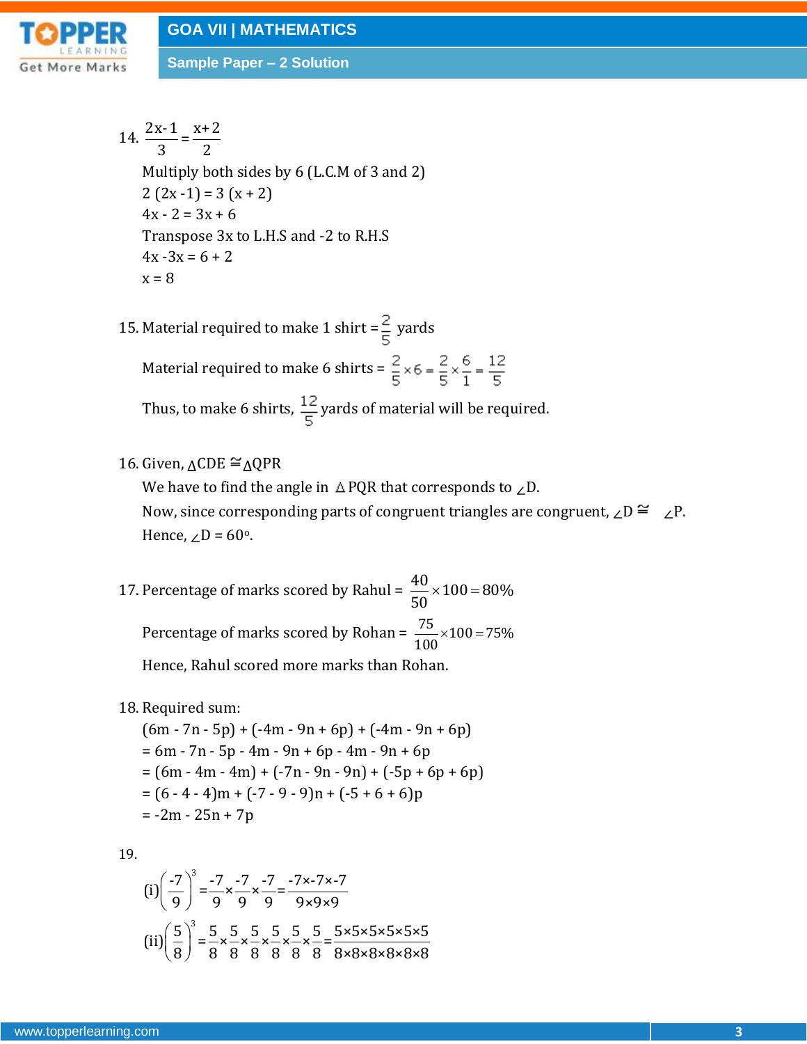14. $\frac{2x-1}{3} = \frac{x+2}{2}$

Multiply both sides by 6 (L.C.M of 3 and 2)

$2(2x-1) = 3(x+2)$

$4x - 2 = 3x + 6$

Transpose 3x to L.H.S and -2 to R.H.S

$4x - 3x = 6 + 2$

$x = 8$

15. Material required to make 1 shirt $= \frac{2}{5}$ yards

Material required to make 6 shirts $= \frac{2}{5} \times 6 = \frac{2}{5} \times \frac{6}{1} = \frac{12}{5}$

Thus, to make 6 shirts, $\frac{12}{5}$ yards of material will be required.

16. Given, $\Delta CDE \cong \Delta QPR$

We have to find the angle in $\Delta PQR$ that corresponds to $\angle D$.

Now, since corresponding parts of congruent triangles are congruent, $\angle D \cong \angle P$.

Hence, $\angle D = 60^{o}$.

17. Percentage of marks scored by Rahul $= \frac{40}{50} \times 100 = 80\%$

Percentage of marks scored by Rohan $= \frac{75}{100} \times 100 = 75\%$

Hence, Rahul scored more marks than Rohan.

18. Required sum:

$(6m - 7n - 5p) + (-4m - 9n + 6p) + (-4m - 9n + 6p)$

$= 6m - 7n - 5p - 4m - 9n + 6p - 4m - 9n + 6p$

$= (6m - 4m - 4m) + (-7n - 9n - 9n) + (-5p + 6p + 6p)$

$= (6 - 4 - 4)m + (-7 - 9 - 9)n + (-5 + 6 + 6)p$

$= -2m - 25n + 7p$

19.

(i) $\left(\frac{-7}{9}\right)^3 = \frac{-7}{9} \times \frac{-7}{9} \times \frac{-7}{9} = \frac{-7 \times -7 \times -7}{9 \times 9 \times 9}$

(ii) $\left(\frac{5}{8}\right)^3 = \frac{5}{8} \times \frac{5}{8} \times \frac{5}{8} \times \frac{5}{8} \times \frac{5}{8} \times \frac{5}{8} = \frac{5 \times 5 \times 5 \times 5 \times 5 \times 5}{8 \times 8 \times 8 \times 8 \times 8 \times 8}$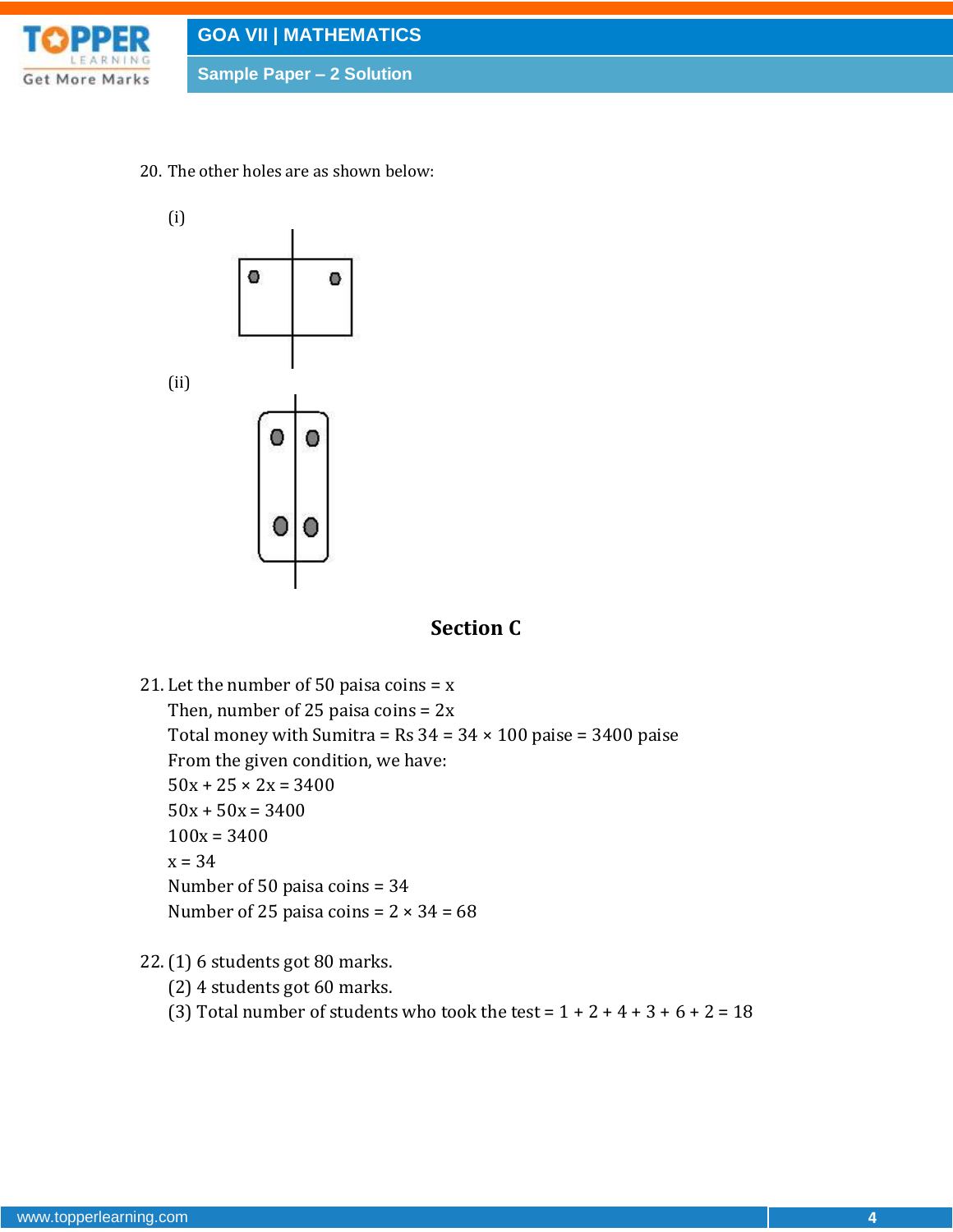20. The other holes are as shown below:

(i)

(ii)

## Section C

21. Let the number of 50 paisa coins = x

Then, number of 25 paisa coins = 2x

Total money with Sumitra = Rs 34 = 34 × 100 paise = 3400 paise

From the given condition, we have:

$50x + 25 \times 2x = 3400$

$50x + 50x = 3400$

$100x = 3400$

$x = 34$

Number of 50 paisa coins = 34

Number of 25 paisa coins = 2 × 34 = 68

22. (1) 6 students got 80 marks.

(2) 4 students got 60 marks.

(3) Total number of students who took the test = 1 + 2 + 4 + 3 + 6 + 2 = 18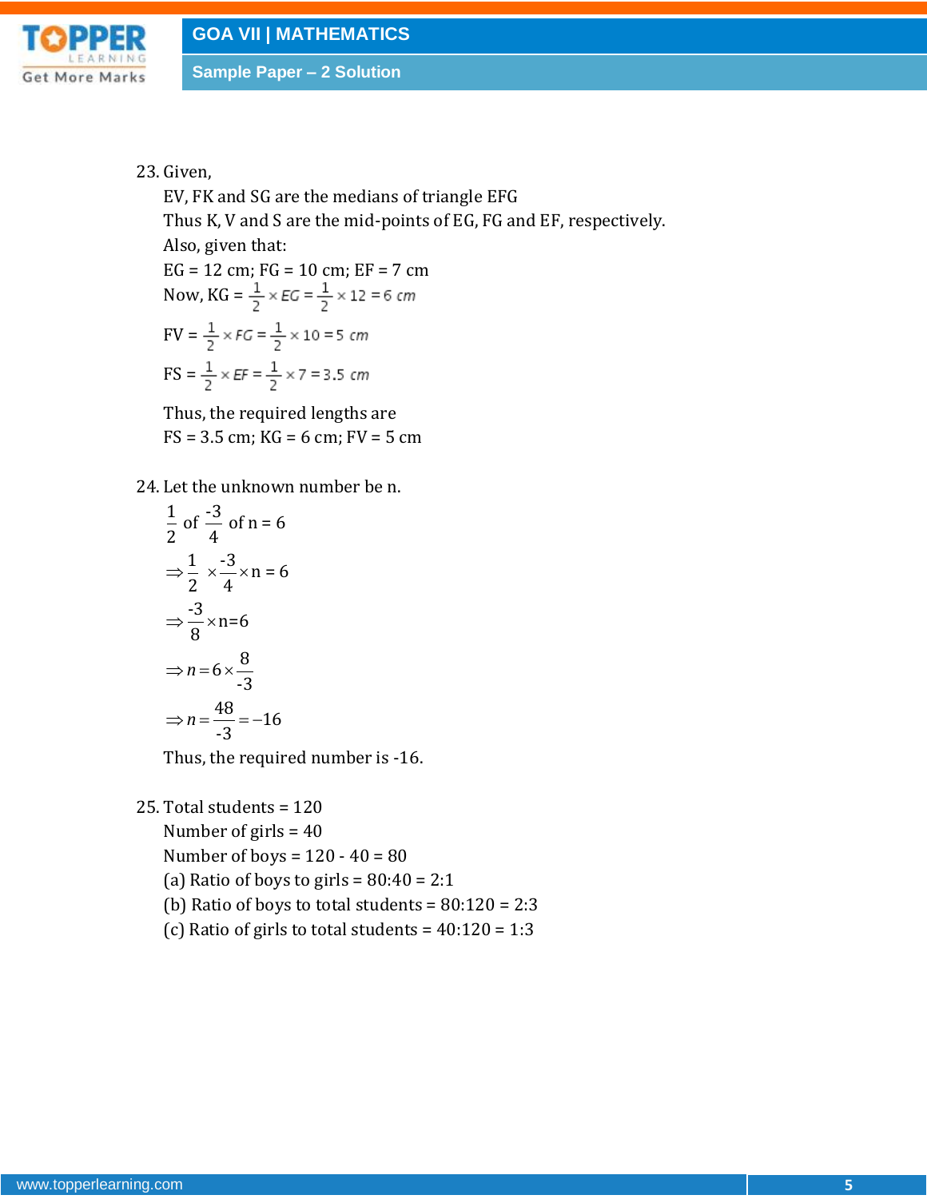23. Given,

EV, FK and SG are the medians of triangle EFG

Thus K, V and S are the mid-points of EG, FG and EF, respectively.

Also, given that:

EG = 12 cm; FG = 10 cm; EF = 7 cm

Now, KG = $\frac{1}{2} \times EG = \frac{1}{2} \times 12 = 6\ cm$

FV = $\frac{1}{2} \times FG = \frac{1}{2} \times 10 = 5\ cm$

FS = $\frac{1}{2} \times EF = \frac{1}{2} \times 7 = 3.5\ cm$

Thus, the required lengths are

FS = 3.5 cm; KG = 6 cm; FV = 5 cm

24. Let the unknown number be n.

$\frac{1}{2}$ of $\frac{-3}{4}$ of n = 6

$\Rightarrow \frac{1}{2} \times \frac{-3}{4} \times n = 6$

$\Rightarrow \frac{-3}{8} \times n = 6$

$\Rightarrow n = 6 \times \frac{8}{-3}$

$\Rightarrow n = \frac{48}{-3} = -16$

Thus, the required number is -16.

25. Total students = 120

Number of girls = 40

Number of boys = 120 - 40 = 80

(a) Ratio of boys to girls = 80:40 = 2:1

(b) Ratio of boys to total students = 80:120 = 2:3

(c) Ratio of girls to total students = 40:120 = 1:3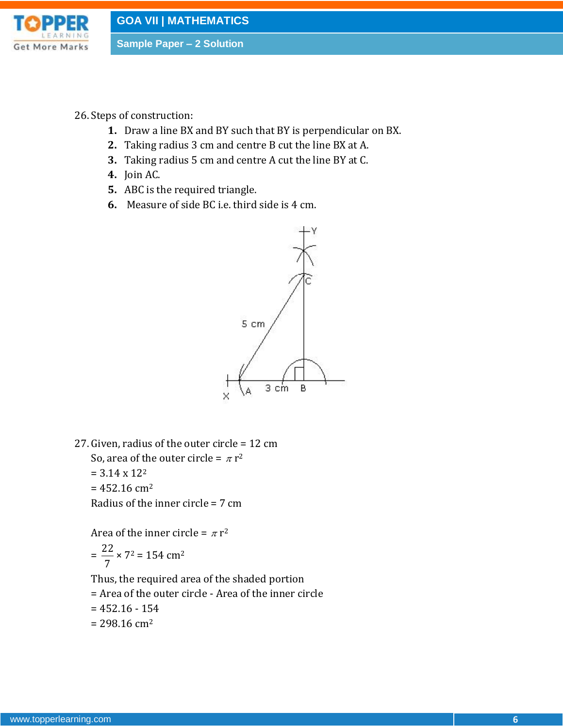26. Steps of construction:

1. Draw a line BX and BY such that BY is perpendicular on BX.
2. Taking radius 3 cm and centre B cut the line BX at A.
3. Taking radius 5 cm and centre A cut the line BY at C.
4. Join AC.
5. ABC is the required triangle.
6. Measure of side BC i.e. third side is 4 cm.

27. Given, radius of the outer circle = 12 cm

So, area of the outer circle = $\pi r^2$

= $3.14 \times 12^2$

= 452.16 $cm^2$

Radius of the inner circle = 7 cm

Area of the inner circle = $\pi r^2$

$= \frac{22}{7} \times 7^2 = 154 \text{ cm}^2$

Thus, the required area of the shaded portion

= Area of the outer circle - Area of the inner circle

= 452.16 - 154

= 298.16 $cm^2$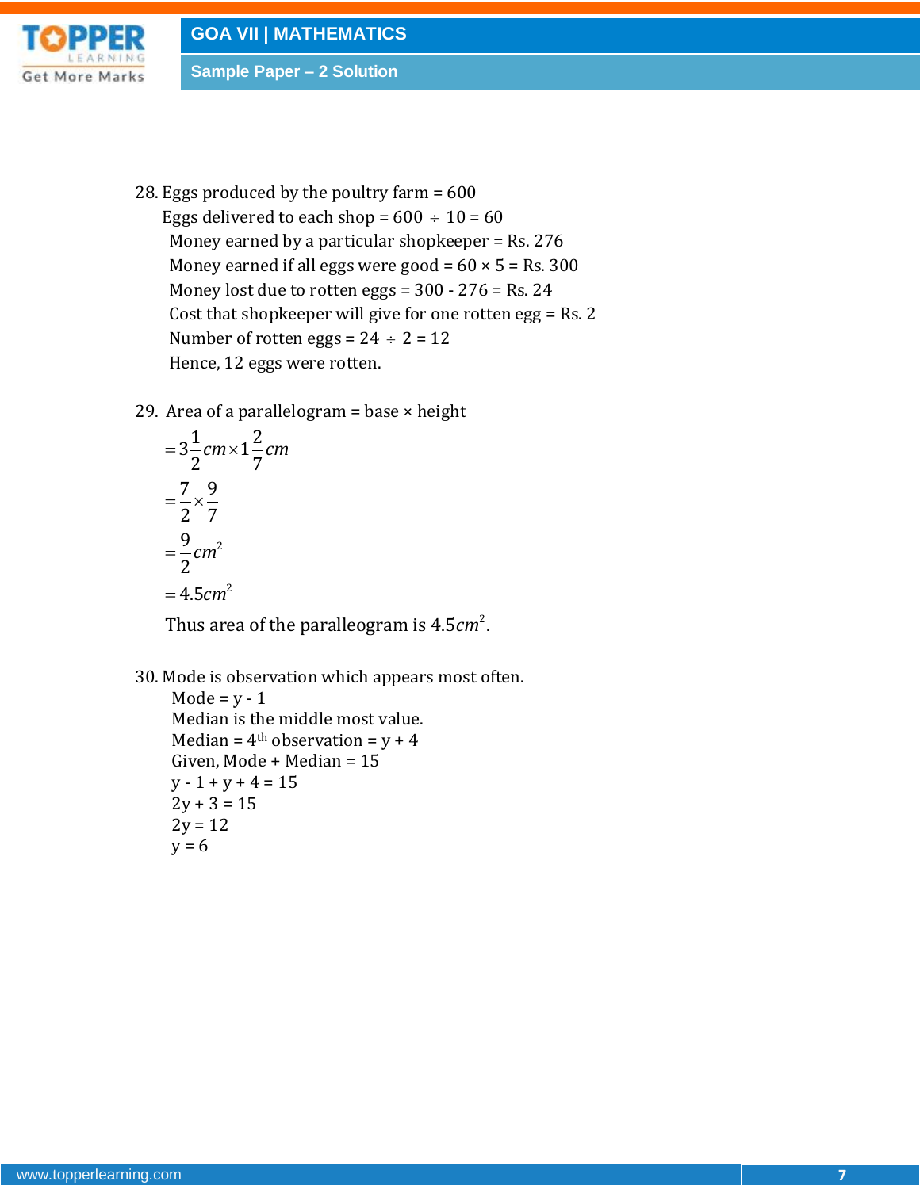28. Eggs produced by the poultry farm = 600

Eggs delivered to each shop = 600 ÷ 10 = 60

Money earned by a particular shopkeeper = Rs. 276

Money earned if all eggs were good = 60 × 5 = Rs. 300

Money lost due to rotten eggs = 300 - 276 = Rs. 24

Cost that shopkeeper will give for one rotten egg = Rs. 2

Number of rotten eggs = 24 ÷ 2 = 12

Hence, 12 eggs were rotten.

29. Area of a parallelogram = base × height

$$= 3\frac{1}{2}cm \times 1\frac{2}{7}cm$$

$$= \frac{7}{2} \times \frac{9}{7}$$

$$= \frac{9}{2}cm^2$$

$$= 4.5cm^2$$

Thus area of the paralleogram is $4.5cm^2$.

30. Mode is observation which appears most often.

Mode = y - 1

Median is the middle most value.

Median = $4^{th}$ observation = y + 4

Given, Mode + Median = 15

y - 1 + y + 4 = 15

2y + 3 = 15

2y = 12

y = 6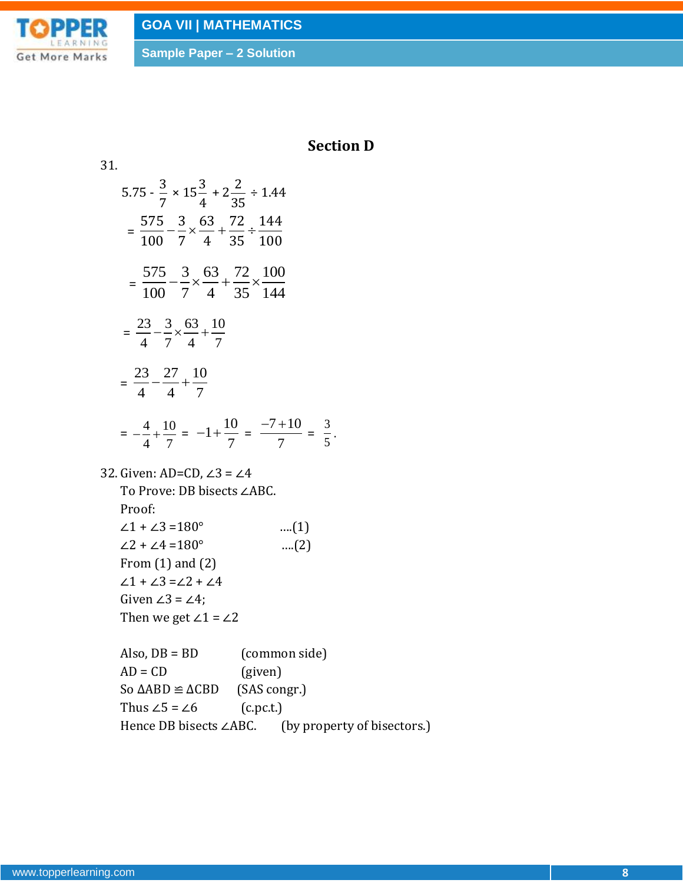## Section D

31.

$$5.75 - \frac{3}{7} \times 15\frac{3}{4} + 2\frac{2}{35} \div 1.44$$

$$= \frac{575}{100} - \frac{3}{7} \times \frac{63}{4} + \frac{72}{35} \div \frac{144}{100}$$

$$= \frac{575}{100} - \frac{3}{7} \times \frac{63}{4} + \frac{72}{35} \times \frac{100}{144}$$

$$= \frac{23}{4} - \frac{3}{7} \times \frac{63}{4} + \frac{10}{7}$$

$$= \frac{23}{4} - \frac{27}{4} + \frac{10}{7}$$

$$= -\frac{4}{4} + \frac{10}{7} = -1 + \frac{10}{7} = \frac{-7+10}{7} = \frac{3}{5}.$$

32. Given: AD=CD, $\angle 3 = \angle 4$

To Prove: DB bisects $\angle$ABC.

Proof:

$\angle 1 + \angle 3 = 180°$ ....(1)

$\angle 2 + \angle 4 = 180°$ ....(2)

From (1) and (2)

$\angle 1 + \angle 3 = \angle 2 + \angle 4$

Given $\angle 3 = \angle 4$;

Then we get $\angle 1 = \angle 2$

Also, DB = BD (common side)

AD = CD (given)

So $\Delta ABD \cong \Delta CBD$ (SAS congr.)

Thus $\angle 5 = \angle 6$ (c.pc.t.)

Hence DB bisects $\angle$ABC. (by property of bisectors.)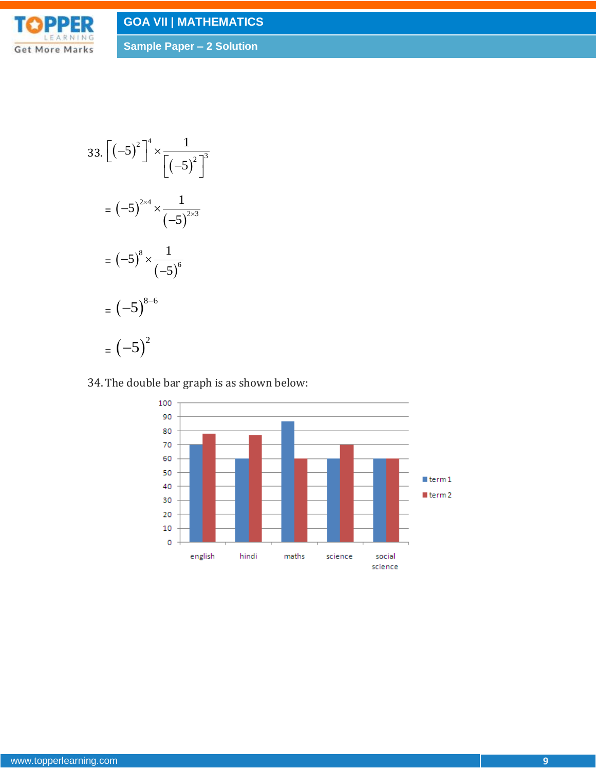33. $\left[(-5)^2\right]^4 \times \dfrac{1}{\left[(-5)^2\right]^3}$

$= (-5)^{2\times4} \times \dfrac{1}{(-5)^{2\times3}}$

$= (-5)^8 \times \dfrac{1}{(-5)^6}$

$= (-5)^{8-6}$

$= (-5)^2$

34. The double bar graph is as shown below: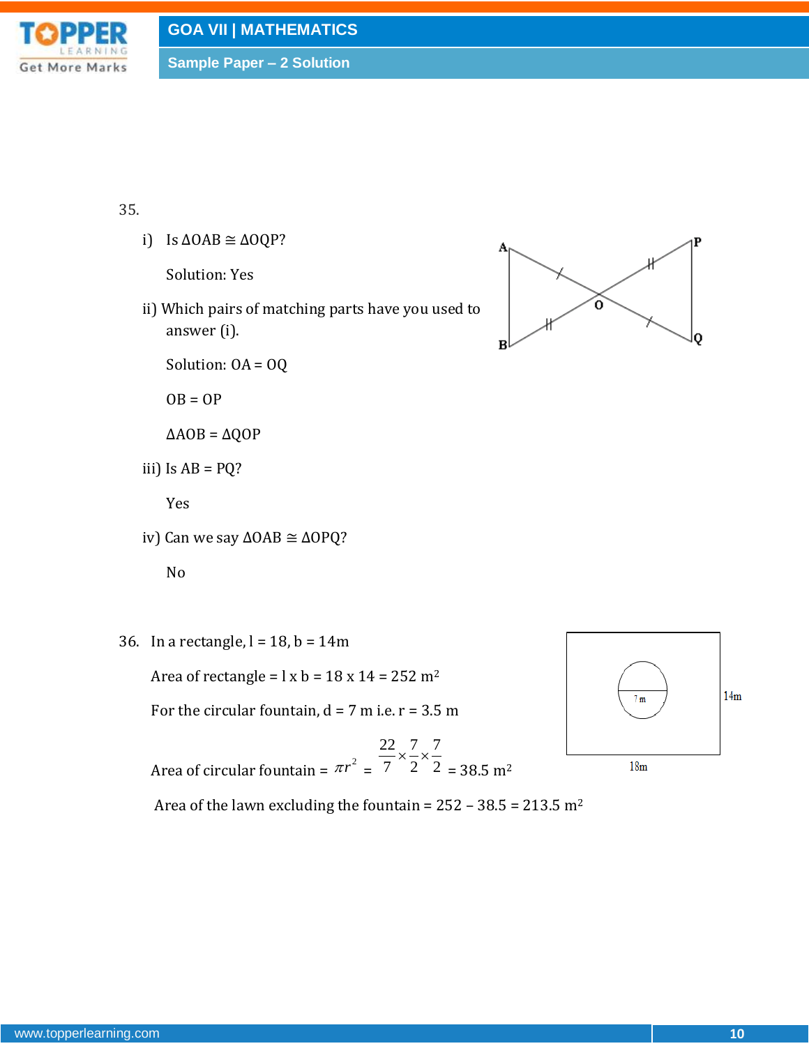35.

i) Is $\Delta OAB \cong \Delta OQP$?

Solution: Yes

ii) Which pairs of matching parts have you used to answer (i).

Solution: OA = OQ

OB = OP

$\angle AOB = \angle QOP$

iii) Is AB = PQ?

Yes

iv) Can we say $\Delta OAB \cong \Delta OPQ$?

No

36. In a rectangle, l = 18, b = 14m

Area of rectangle = l x b = 18 x 14 = 252 m²

For the circular fountain, d = 7 m i.e. r = 3.5 m

Area of circular fountain = $\pi r^2 = \frac{22}{7} \times \frac{7}{2} \times \frac{7}{2}$ = 38.5 m²

Area of the lawn excluding the fountain = 252 – 38.5 = 213.5 m²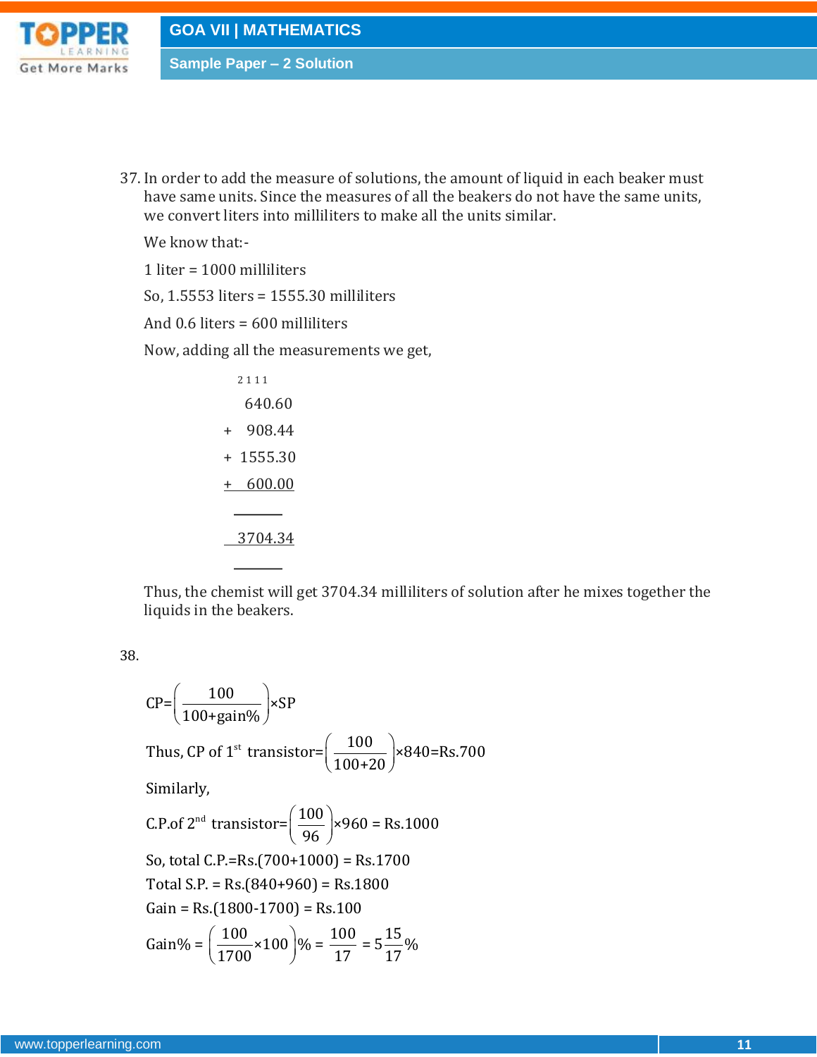37. In order to add the measure of solutions, the amount of liquid in each beaker must have same units. Since the measures of all the beakers do not have the same units, we convert liters into milliliters to make all the units similar.

We know that:-

1 liter = 1000 milliliters

So, 1.5553 liters = 1555.30 milliliters

And 0.6 liters = 600 milliliters

Now, adding all the measurements we get,

```
  2 1 1 1
    640.60
+   908.44
+  1555.30
+   600.00
  --------
   3704.34
  --------
```

Thus, the chemist will get 3704.34 milliliters of solution after he mixes together the liquids in the beakers.

38.

$$CP=\left(\frac{100}{100+\text{gain}\%}\right)\times SP$$

Thus, CP of $1^{st}$ transistor$=\left(\frac{100}{100+20}\right)\times 840=\text{Rs.}700$

Similarly,

C.P.of $2^{nd}$ transistor$=\left(\frac{100}{96}\right)\times 960 = \text{Rs.}1000$

So, total C.P.=Rs.(700+1000) = Rs.1700

Total S.P. = Rs.(840+960) = Rs.1800

Gain = Rs.(1800-1700) = Rs.100

$$\text{Gain}\% = \left(\frac{100}{1700}\times 100\right)\% = \frac{100}{17} = 5\frac{15}{17}\%$$